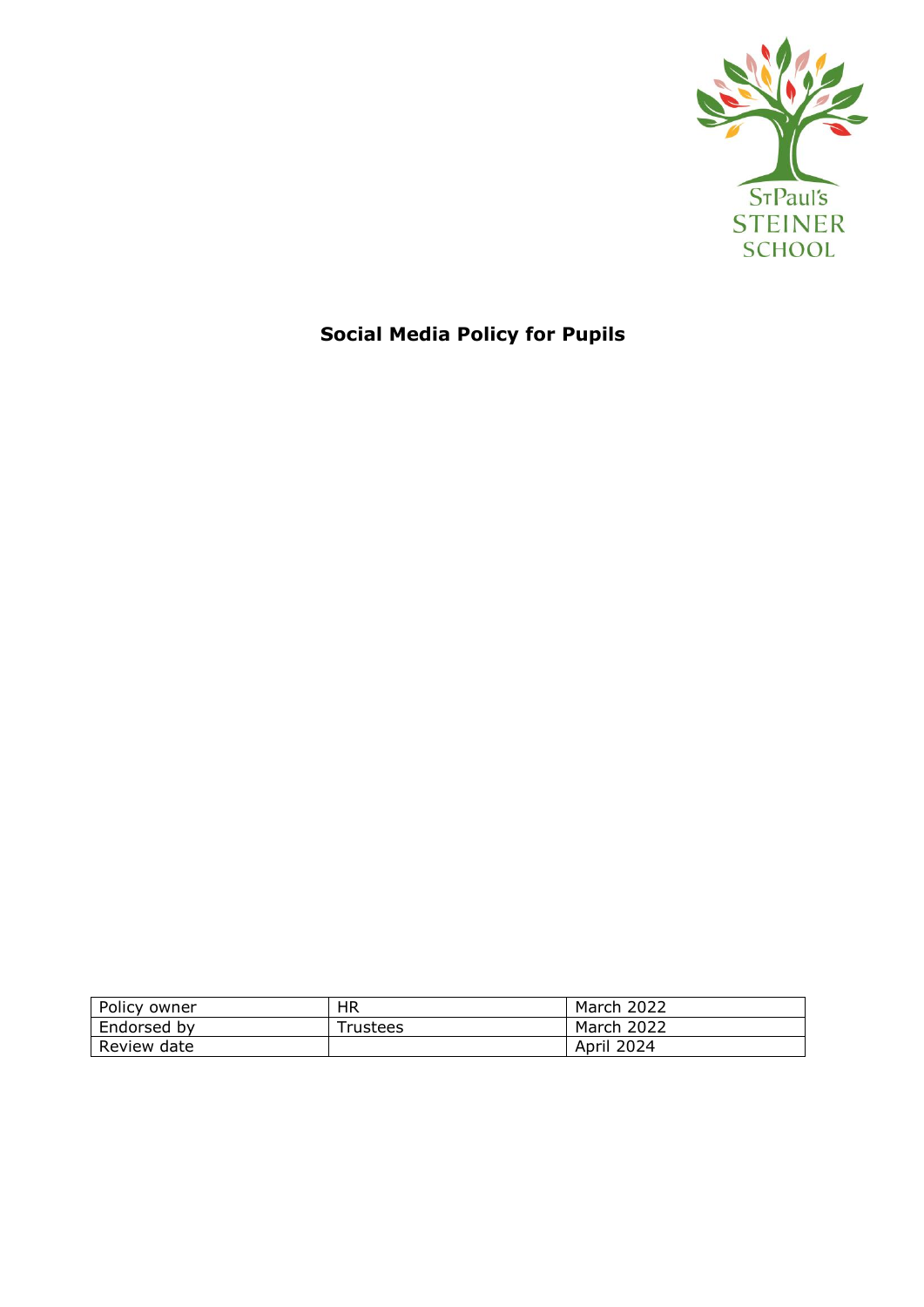St Paul's
STEINER
SCHOOL

# Social Media Policy for Pupils

| Policy owner | HR | March 2022 |
| --- | --- | --- |
| Endorsed by | Trustees | March 2022 |
| Review date | | April 2024 |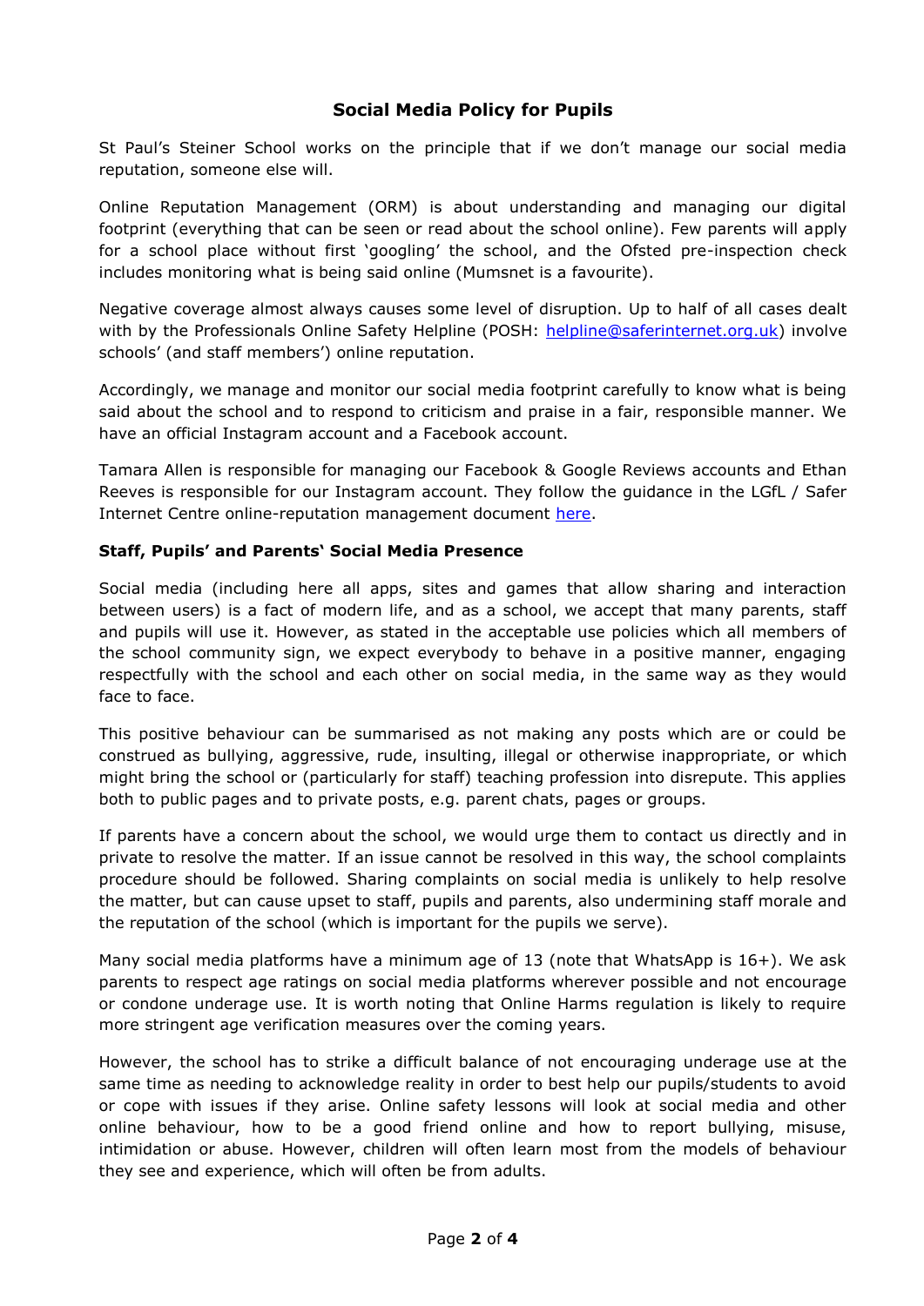## Social Media Policy for Pupils

St Paul's Steiner School works on the principle that if we don't manage our social media reputation, someone else will.

Online Reputation Management (ORM) is about understanding and managing our digital footprint (everything that can be seen or read about the school online). Few parents will apply for a school place without first 'googling' the school, and the Ofsted pre-inspection check includes monitoring what is being said online (Mumsnet is a favourite).

Negative coverage almost always causes some level of disruption. Up to half of all cases dealt with by the Professionals Online Safety Helpline (POSH: helpline@saferinternet.org.uk) involve schools' (and staff members') online reputation.

Accordingly, we manage and monitor our social media footprint carefully to know what is being said about the school and to respond to criticism and praise in a fair, responsible manner. We have an official Instagram account and a Facebook account.

Tamara Allen is responsible for managing our Facebook & Google Reviews accounts and Ethan Reeves is responsible for our Instagram account. They follow the guidance in the LGfL / Safer Internet Centre online-reputation management document here.

**Staff, Pupils' and Parents' Social Media Presence**

Social media (including here all apps, sites and games that allow sharing and interaction between users) is a fact of modern life, and as a school, we accept that many parents, staff and pupils will use it. However, as stated in the acceptable use policies which all members of the school community sign, we expect everybody to behave in a positive manner, engaging respectfully with the school and each other on social media, in the same way as they would face to face.

This positive behaviour can be summarised as not making any posts which are or could be construed as bullying, aggressive, rude, insulting, illegal or otherwise inappropriate, or which might bring the school or (particularly for staff) teaching profession into disrepute. This applies both to public pages and to private posts, e.g. parent chats, pages or groups.

If parents have a concern about the school, we would urge them to contact us directly and in private to resolve the matter. If an issue cannot be resolved in this way, the school complaints procedure should be followed. Sharing complaints on social media is unlikely to help resolve the matter, but can cause upset to staff, pupils and parents, also undermining staff morale and the reputation of the school (which is important for the pupils we serve).

Many social media platforms have a minimum age of 13 (note that WhatsApp is 16+). We ask parents to respect age ratings on social media platforms wherever possible and not encourage or condone underage use. It is worth noting that Online Harms regulation is likely to require more stringent age verification measures over the coming years.

However, the school has to strike a difficult balance of not encouraging underage use at the same time as needing to acknowledge reality in order to best help our pupils/students to avoid or cope with issues if they arise. Online safety lessons will look at social media and other online behaviour, how to be a good friend online and how to report bullying, misuse, intimidation or abuse. However, children will often learn most from the models of behaviour they see and experience, which will often be from adults.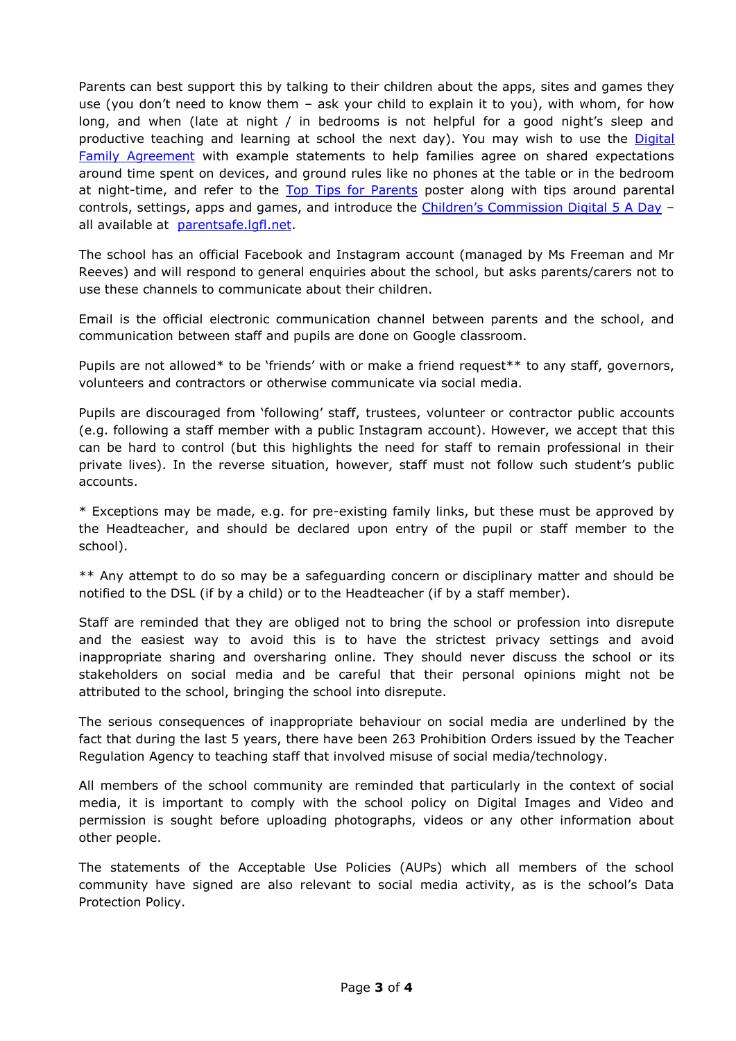Parents can best support this by talking to their children about the apps, sites and games they use (you don't need to know them – ask your child to explain it to you), with whom, for how long, and when (late at night / in bedrooms is not helpful for a good night's sleep and productive teaching and learning at school the next day). You may wish to use the Digital Family Agreement with example statements to help families agree on shared expectations around time spent on devices, and ground rules like no phones at the table or in the bedroom at night-time, and refer to the Top Tips for Parents poster along with tips around parental controls, settings, apps and games, and introduce the Children's Commission Digital 5 A Day – all available at parentsafe.lgfl.net.

The school has an official Facebook and Instagram account (managed by Ms Freeman and Mr Reeves) and will respond to general enquiries about the school, but asks parents/carers not to use these channels to communicate about their children.

Email is the official electronic communication channel between parents and the school, and communication between staff and pupils are done on Google classroom.

Pupils are not allowed* to be 'friends' with or make a friend request** to any staff, governors, volunteers and contractors or otherwise communicate via social media.

Pupils are discouraged from 'following' staff, trustees, volunteer or contractor public accounts (e.g. following a staff member with a public Instagram account). However, we accept that this can be hard to control (but this highlights the need for staff to remain professional in their private lives). In the reverse situation, however, staff must not follow such student's public accounts.

* Exceptions may be made, e.g. for pre-existing family links, but these must be approved by the Headteacher, and should be declared upon entry of the pupil or staff member to the school).

** Any attempt to do so may be a safeguarding concern or disciplinary matter and should be notified to the DSL (if by a child) or to the Headteacher (if by a staff member).

Staff are reminded that they are obliged not to bring the school or profession into disrepute and the easiest way to avoid this is to have the strictest privacy settings and avoid inappropriate sharing and oversharing online. They should never discuss the school or its stakeholders on social media and be careful that their personal opinions might not be attributed to the school, bringing the school into disrepute.

The serious consequences of inappropriate behaviour on social media are underlined by the fact that during the last 5 years, there have been 263 Prohibition Orders issued by the Teacher Regulation Agency to teaching staff that involved misuse of social media/technology.

All members of the school community are reminded that particularly in the context of social media, it is important to comply with the school policy on Digital Images and Video and permission is sought before uploading photographs, videos or any other information about other people.

The statements of the Acceptable Use Policies (AUPs) which all members of the school community have signed are also relevant to social media activity, as is the school's Data Protection Policy.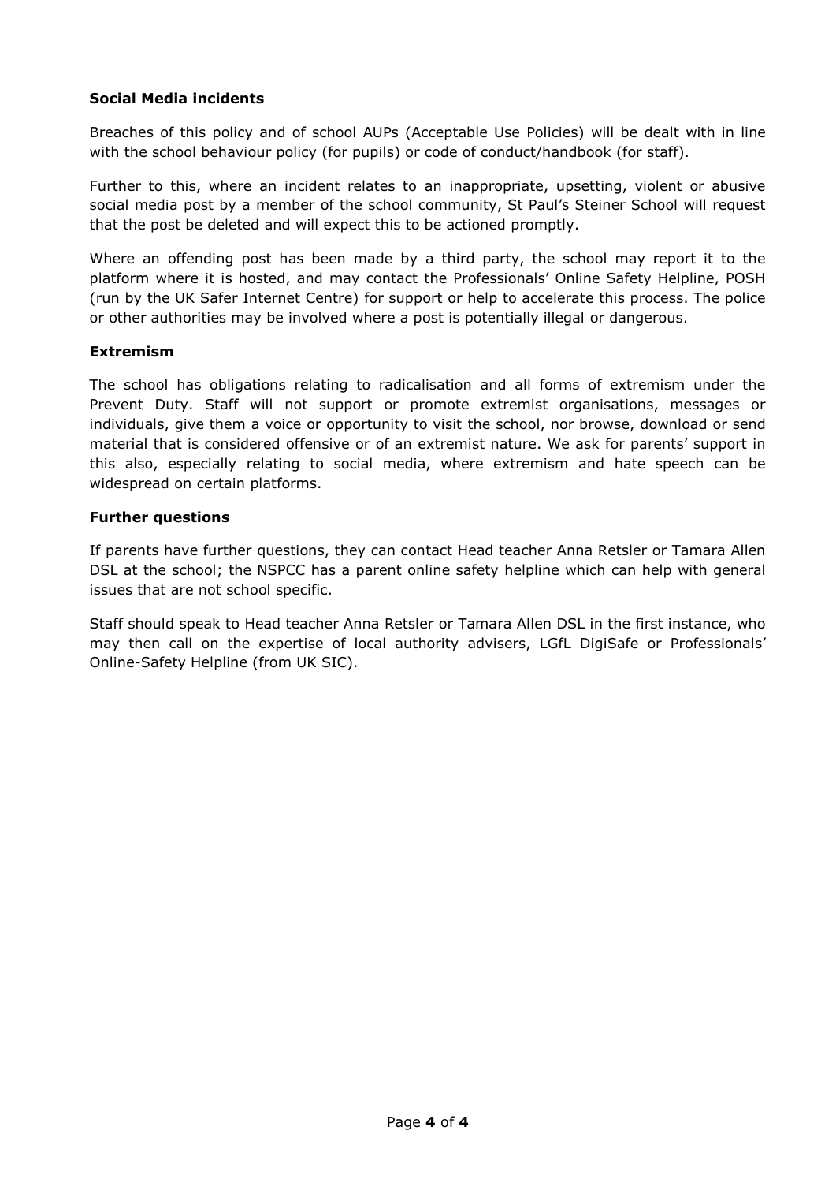**Social Media incidents**

Breaches of this policy and of school AUPs (Acceptable Use Policies) will be dealt with in line with the school behaviour policy (for pupils) or code of conduct/handbook (for staff).

Further to this, where an incident relates to an inappropriate, upsetting, violent or abusive social media post by a member of the school community, St Paul's Steiner School will request that the post be deleted and will expect this to be actioned promptly.

Where an offending post has been made by a third party, the school may report it to the platform where it is hosted, and may contact the Professionals' Online Safety Helpline, POSH (run by the UK Safer Internet Centre) for support or help to accelerate this process. The police or other authorities may be involved where a post is potentially illegal or dangerous.

**Extremism**

The school has obligations relating to radicalisation and all forms of extremism under the Prevent Duty. Staff will not support or promote extremist organisations, messages or individuals, give them a voice or opportunity to visit the school, nor browse, download or send material that is considered offensive or of an extremist nature. We ask for parents' support in this also, especially relating to social media, where extremism and hate speech can be widespread on certain platforms.

**Further questions**

If parents have further questions, they can contact Head teacher Anna Retsler or Tamara Allen DSL at the school; the NSPCC has a parent online safety helpline which can help with general issues that are not school specific.

Staff should speak to Head teacher Anna Retsler or Tamara Allen DSL in the first instance, who may then call on the expertise of local authority advisers, LGfL DigiSafe or Professionals' Online-Safety Helpline (from UK SIC).